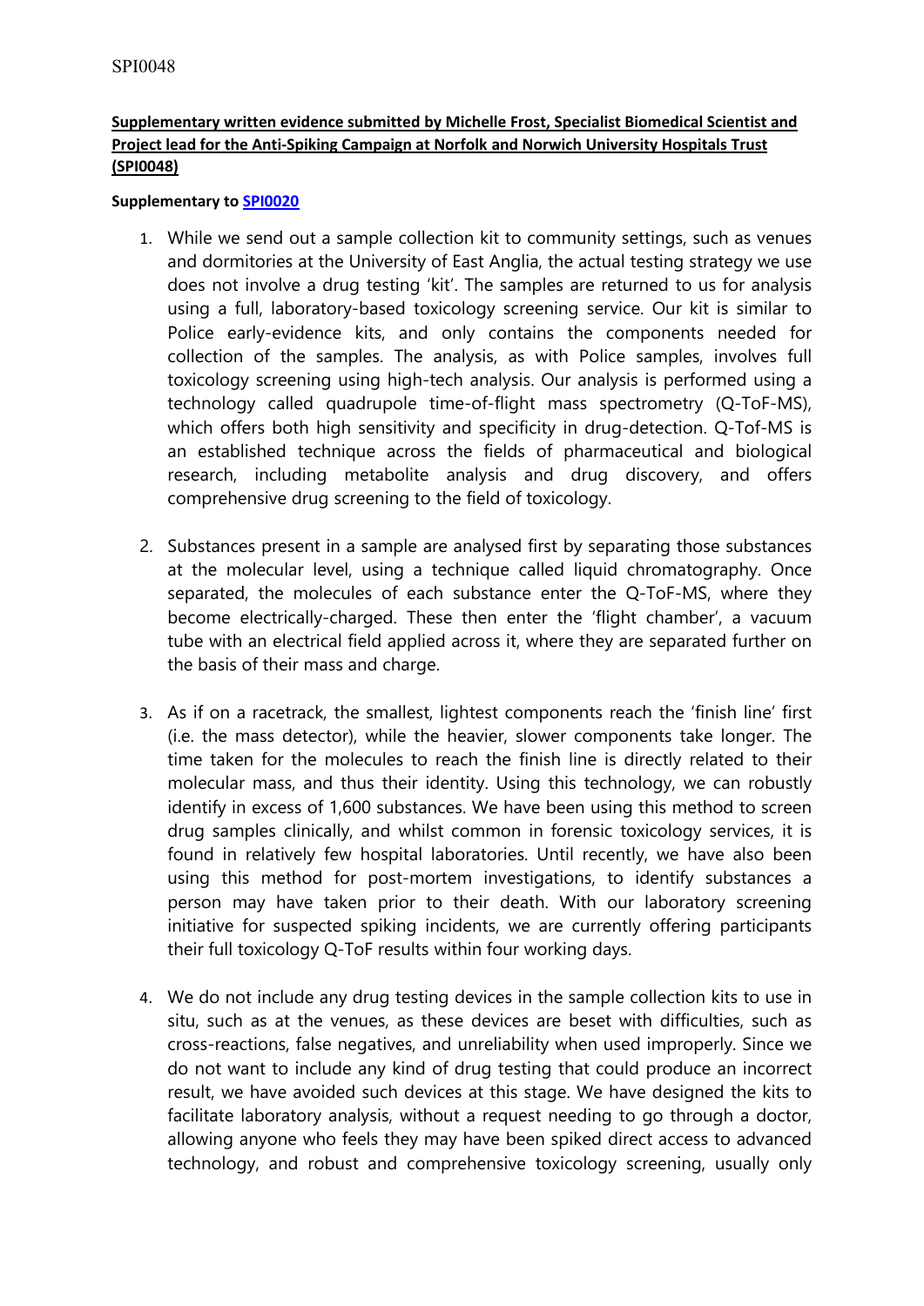SPI0048

**Supplementary written evidence submitted by Michelle Frost, Specialist Biomedical Scientist and Project lead for the Anti-Spiking Campaign at Norfolk and Norwich University Hospitals Trust (SPI0048)**

**Supplementary to SPI0020**

1. While we send out a sample collection kit to community settings, such as venues and dormitories at the University of East Anglia, the actual testing strategy we use does not involve a drug testing 'kit'. The samples are returned to us for analysis using a full, laboratory-based toxicology screening service. Our kit is similar to Police early-evidence kits, and only contains the components needed for collection of the samples. The analysis, as with Police samples, involves full toxicology screening using high-tech analysis. Our analysis is performed using a technology called quadrupole time-of-flight mass spectrometry (Q-ToF-MS), which offers both high sensitivity and specificity in drug-detection. Q-Tof-MS is an established technique across the fields of pharmaceutical and biological research, including metabolite analysis and drug discovery, and offers comprehensive drug screening to the field of toxicology.

2. Substances present in a sample are analysed first by separating those substances at the molecular level, using a technique called liquid chromatography. Once separated, the molecules of each substance enter the Q-ToF-MS, where they become electrically-charged. These then enter the 'flight chamber', a vacuum tube with an electrical field applied across it, where they are separated further on the basis of their mass and charge.

3. As if on a racetrack, the smallest, lightest components reach the 'finish line' first (i.e. the mass detector), while the heavier, slower components take longer. The time taken for the molecules to reach the finish line is directly related to their molecular mass, and thus their identity. Using this technology, we can robustly identify in excess of 1,600 substances. We have been using this method to screen drug samples clinically, and whilst common in forensic toxicology services, it is found in relatively few hospital laboratories. Until recently, we have also been using this method for post-mortem investigations, to identify substances a person may have taken prior to their death. With our laboratory screening initiative for suspected spiking incidents, we are currently offering participants their full toxicology Q-ToF results within four working days.

4. We do not include any drug testing devices in the sample collection kits to use in situ, such as at the venues, as these devices are beset with difficulties, such as cross-reactions, false negatives, and unreliability when used improperly. Since we do not want to include any kind of drug testing that could produce an incorrect result, we have avoided such devices at this stage. We have designed the kits to facilitate laboratory analysis, without a request needing to go through a doctor, allowing anyone who feels they may have been spiked direct access to advanced technology, and robust and comprehensive toxicology screening, usually only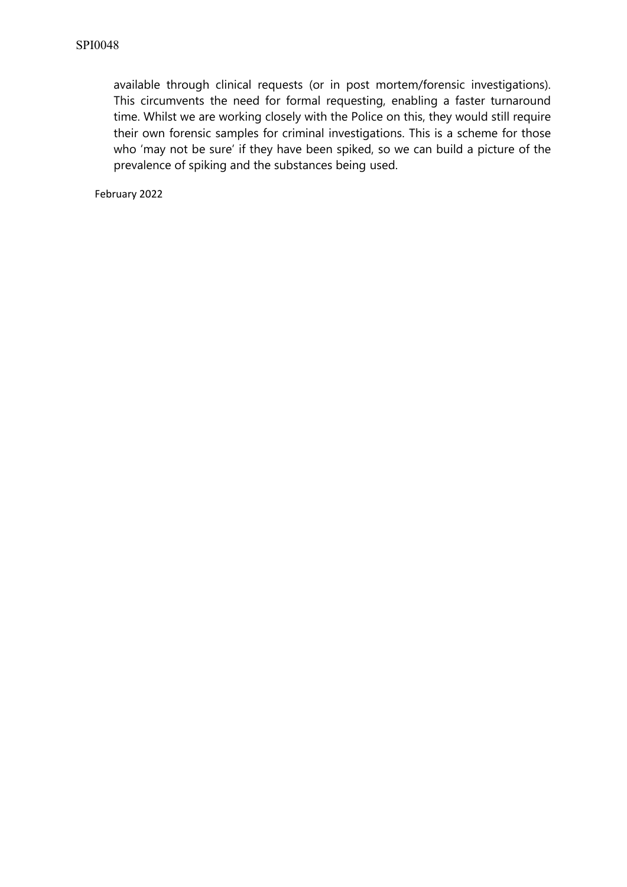available through clinical requests (or in post mortem/forensic investigations). This circumvents the need for formal requesting, enabling a faster turnaround time. Whilst we are working closely with the Police on this, they would still require their own forensic samples for criminal investigations. This is a scheme for those who 'may not be sure' if they have been spiked, so we can build a picture of the prevalence of spiking and the substances being used.

February 2022